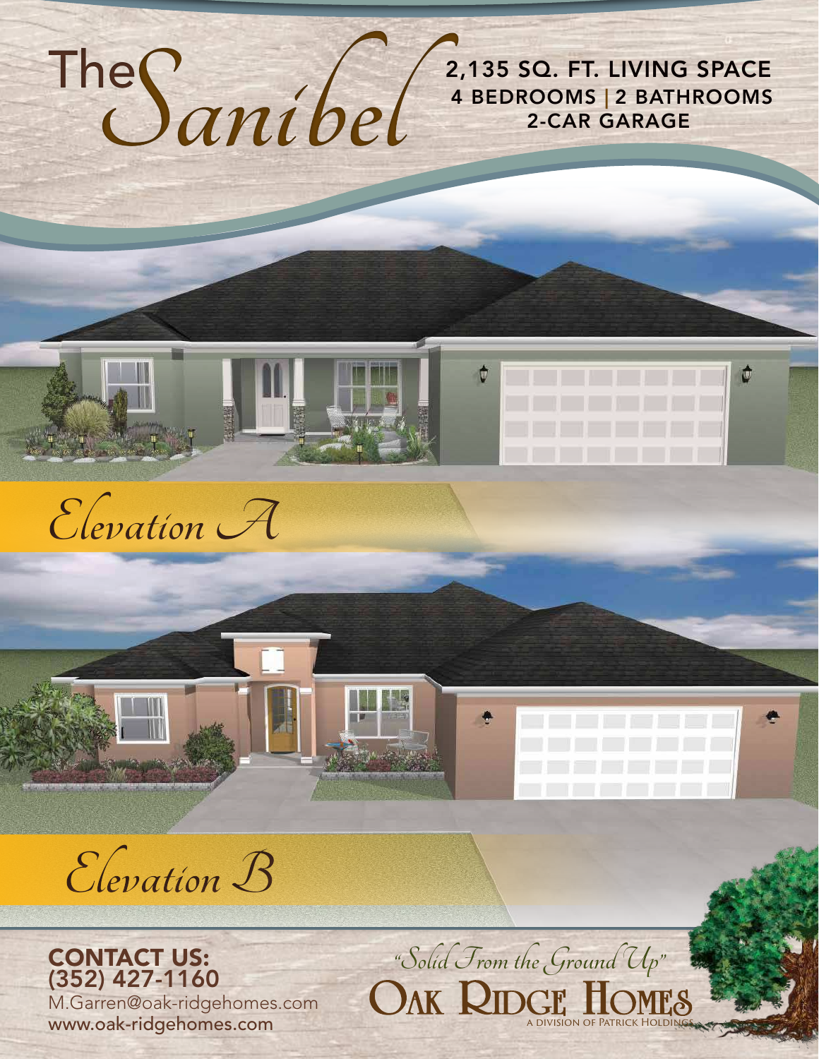# The Sanibel

**2,135 SQ. FT. LIVING SPACE**
**4 BEDROOMS | 2 BATHROOMS**
**2-CAR GARAGE**

*Elevation A*

*Elevation B*

**CONTACT US:**
**(352) 427-1160**
M.Garren@oak-ridgehomes.com
www.oak-ridgehomes.com

*"Solid From the Ground Up"*

**OAK RIDGE HOMES**
A DIVISION OF PATRICK HOLDINGS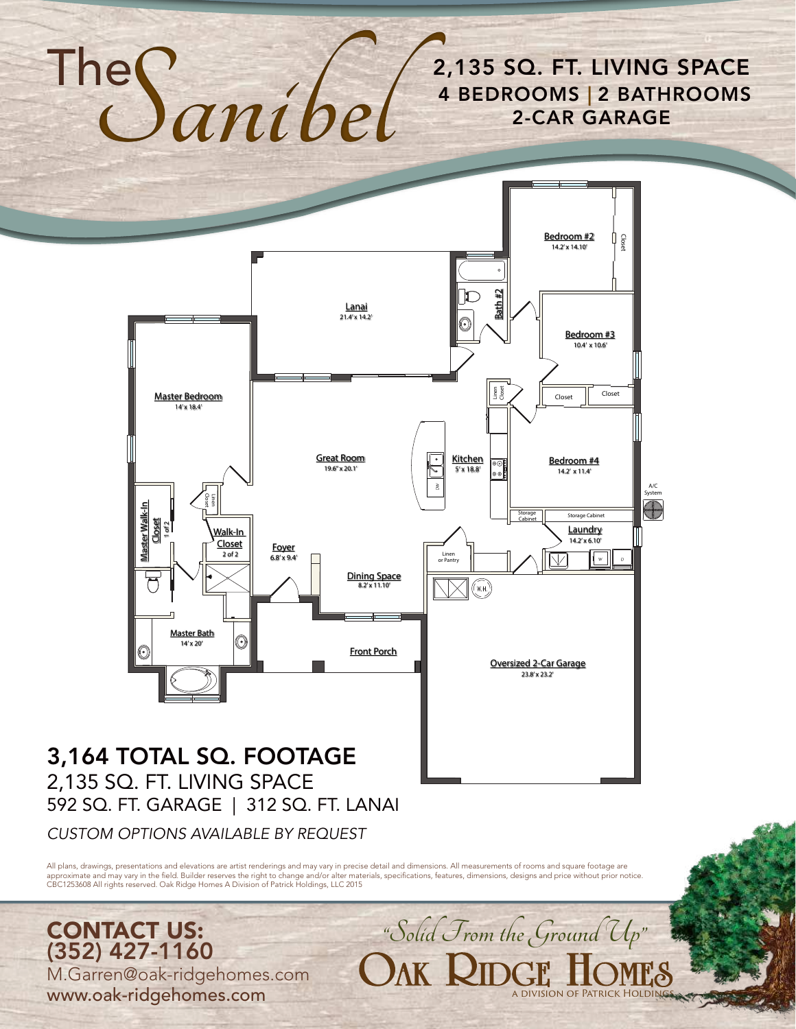# The Sanibel

## 2,135 SQ. FT. LIVING SPACE
## 4 BEDROOMS | 2 BATHROOMS
## 2-CAR GARAGE

Bedroom #2
14.2' x 14.10'

Closet

Bath #2

Lanai
21.4' x 14.2'

Bedroom #3
10.4' x 10.6'

Linen Closet

Closet

Closet

Master Bedroom
14' x 18.4'

Great Room
19.6" x 20.1'

Kitchen
5' x 18.8'

DW

Bedroom #4
14.2' x 11.4'

A/C System

Linen Closet

Master Walk-In Closet 1 of 2

Walk-In Closet 2 of 2

Storage Cabinet

Storage Cabinet

Laundry
14.2' x 6.10'

W

D

Foyer
6.8' x 9.4'

Linen or Pantry

Dining Space
8.2' x 11.10'

W.H.

Master Bath
14' x 20'

Front Porch

Oversized 2-Car Garage
23.8' x 23.2'

## 3,164 TOTAL SQ. FOOTAGE

2,135 SQ. FT. LIVING SPACE
592 SQ. FT. GARAGE | 312 SQ. FT. LANAI

*CUSTOM OPTIONS AVAILABLE BY REQUEST*

All plans, drawings, presentations and elevations are artist renderings and may vary in precise detail and dimensions. All measurements of rooms and square footage are approximate and may vary in the field. Builder reserves the right to change and/or alter materials, specifications, features, dimensions, designs and price without prior notice. CBC1253608 All rights reserved. Oak Ridge Homes A Division of Patrick Holdings, LLC 2015

## CONTACT US:
## (352) 427-1160

M.Garren@oak-ridgehomes.com
www.oak-ridgehomes.com

*"Solid From the Ground Up"*

OAK RIDGE HOMES
A DIVISION OF PATRICK HOLDINGS